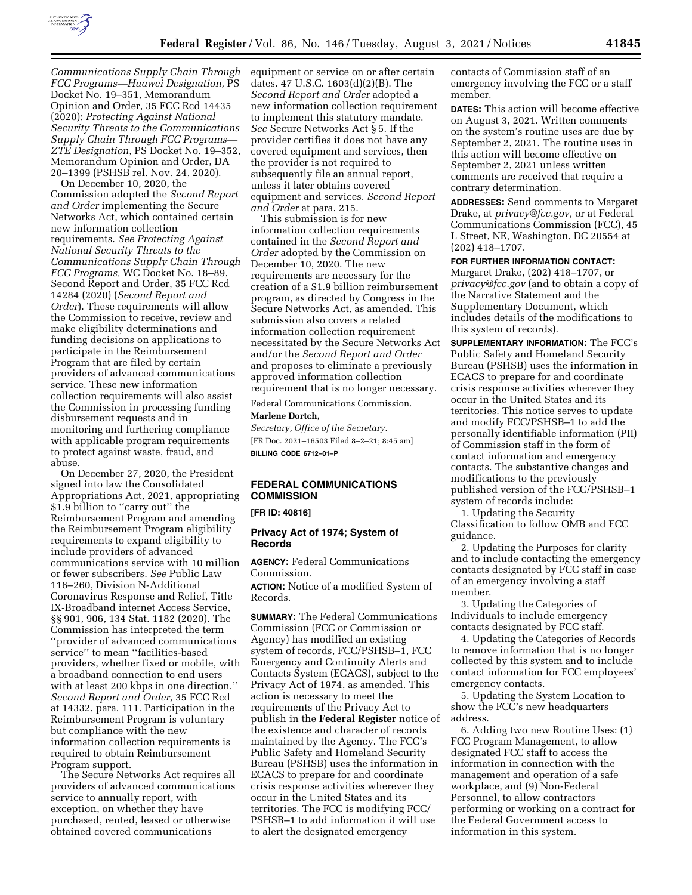*Communications Supply Chain Through FCC Programs—Huawei Designation,* PS Docket No. 19–351, Memorandum Opinion and Order, 35 FCC Rcd 14435 (2020); *Protecting Against National Security Threats to the Communications Supply Chain Through FCC Programs—ZTE Designation,* PS Docket No. 19–352, Memorandum Opinion and Order, DA 20–1399 (PSHSB rel. Nov. 24, 2020).

On December 10, 2020, the Commission adopted the *Second Report and Order* implementing the Secure Networks Act, which contained certain new information collection requirements. *See Protecting Against National Security Threats to the Communications Supply Chain Through FCC Programs,* WC Docket No. 18–89, Second Report and Order, 35 FCC Rcd 14284 (2020) (*Second Report and Order*). These requirements will allow the Commission to receive, review and make eligibility determinations and funding decisions on applications to participate in the Reimbursement Program that are filed by certain providers of advanced communications service. These new information collection requirements will also assist the Commission in processing funding disbursement requests and in monitoring and furthering compliance with applicable program requirements to protect against waste, fraud, and abuse.

On December 27, 2020, the President signed into law the Consolidated Appropriations Act, 2021, appropriating $1.9 billion to ''carry out'' the Reimbursement Program and amending the Reimbursement Program eligibility requirements to expand eligibility to include providers of advanced communications service with 10 million or fewer subscribers. *See* Public Law 116–260, Division N-Additional Coronavirus Response and Relief, Title IX-Broadband internet Access Service, §§ 901, 906, 134 Stat. 1182 (2020). The Commission has interpreted the term ''provider of advanced communications service'' to mean ''facilities-based providers, whether fixed or mobile, with a broadband connection to end users with at least 200 kbps in one direction.'' *Second Report and Order,* 35 FCC Rcd at 14332, para. 111. Participation in the Reimbursement Program is voluntary but compliance with the new information collection requirements is required to obtain Reimbursement Program support.

The Secure Networks Act requires all providers of advanced communications service to annually report, with exception, on whether they have purchased, rented, leased or otherwise obtained covered communications equipment or service on or after certain dates. 47 U.S.C. 1603(d)(2)(B). The *Second Report and Order* adopted a new information collection requirement to implement this statutory mandate. *See* Secure Networks Act § 5. If the provider certifies it does not have any covered equipment and services, then the provider is not required to subsequently file an annual report, unless it later obtains covered equipment and services. *Second Report and Order* at para. 215.

This submission is for new information collection requirements contained in the *Second Report and Order* adopted by the Commission on December 10, 2020. The new requirements are necessary for the creation of a $1.9 billion reimbursement program, as directed by Congress in the Secure Networks Act, as amended. This submission also covers a related information collection requirement necessitated by the Secure Networks Act and/or the *Second Report and Order* and proposes to eliminate a previously approved information collection requirement that is no longer necessary.

Federal Communications Commission.

**Marlene Dortch,**

*Secretary, Office of the Secretary.*

[FR Doc. 2021–16503 Filed 8–2–21; 8:45 am]

**BILLING CODE 6712–01–P**

## FEDERAL COMMUNICATIONS COMMISSION

**[FR ID: 40816]**

## Privacy Act of 1974; System of Records

**AGENCY:** Federal Communications Commission.

**ACTION:** Notice of a modified System of Records.

**SUMMARY:** The Federal Communications Commission (FCC or Commission or Agency) has modified an existing system of records, FCC/PSHSB–1, FCC Emergency and Continuity Alerts and Contacts System (ECACS), subject to the Privacy Act of 1974, as amended. This action is necessary to meet the requirements of the Privacy Act to publish in the **Federal Register** notice of the existence and character of records maintained by the Agency. The FCC's Public Safety and Homeland Security Bureau (PSHSB) uses the information in ECACS to prepare for and coordinate crisis response activities wherever they occur in the United States and its territories. The FCC is modifying FCC/PSHSB–1 to add information it will use to alert the designated emergency contacts of Commission staff of an emergency involving the FCC or a staff member.

**DATES:** This action will become effective on August 3, 2021. Written comments on the system's routine uses are due by September 2, 2021. The routine uses in this action will become effective on September 2, 2021 unless written comments are received that require a contrary determination.

**ADDRESSES:** Send comments to Margaret Drake, at *privacy@fcc.gov,* or at Federal Communications Commission (FCC), 45 L Street, NE, Washington, DC 20554 at (202) 418–1707.

**FOR FURTHER INFORMATION CONTACT:** Margaret Drake, (202) 418–1707, or *privacy@fcc.gov* (and to obtain a copy of the Narrative Statement and the Supplementary Document, which includes details of the modifications to this system of records).

**SUPPLEMENTARY INFORMATION:** The FCC's Public Safety and Homeland Security Bureau (PSHSB) uses the information in ECACS to prepare for and coordinate crisis response activities wherever they occur in the United States and its territories. This notice serves to update and modify FCC/PSHSB–1 to add the personally identifiable information (PII) of Commission staff in the form of contact information and emergency contacts. The substantive changes and modifications to the previously published version of the FCC/PSHSB–1 system of records include:

1. Updating the Security Classification to follow OMB and FCC guidance.
2. Updating the Purposes for clarity and to include contacting the emergency contacts designated by FCC staff in case of an emergency involving a staff member.
3. Updating the Categories of Individuals to include emergency contacts designated by FCC staff.
4. Updating the Categories of Records to remove information that is no longer collected by this system and to include contact information for FCC employees' emergency contacts.
5. Updating the System Location to show the FCC's new headquarters address.
6. Adding two new Routine Uses: (1) FCC Program Management, to allow designated FCC staff to access the information in connection with the management and operation of a safe workplace, and (9) Non-Federal Personnel, to allow contractors performing or working on a contract for the Federal Government access to information in this system.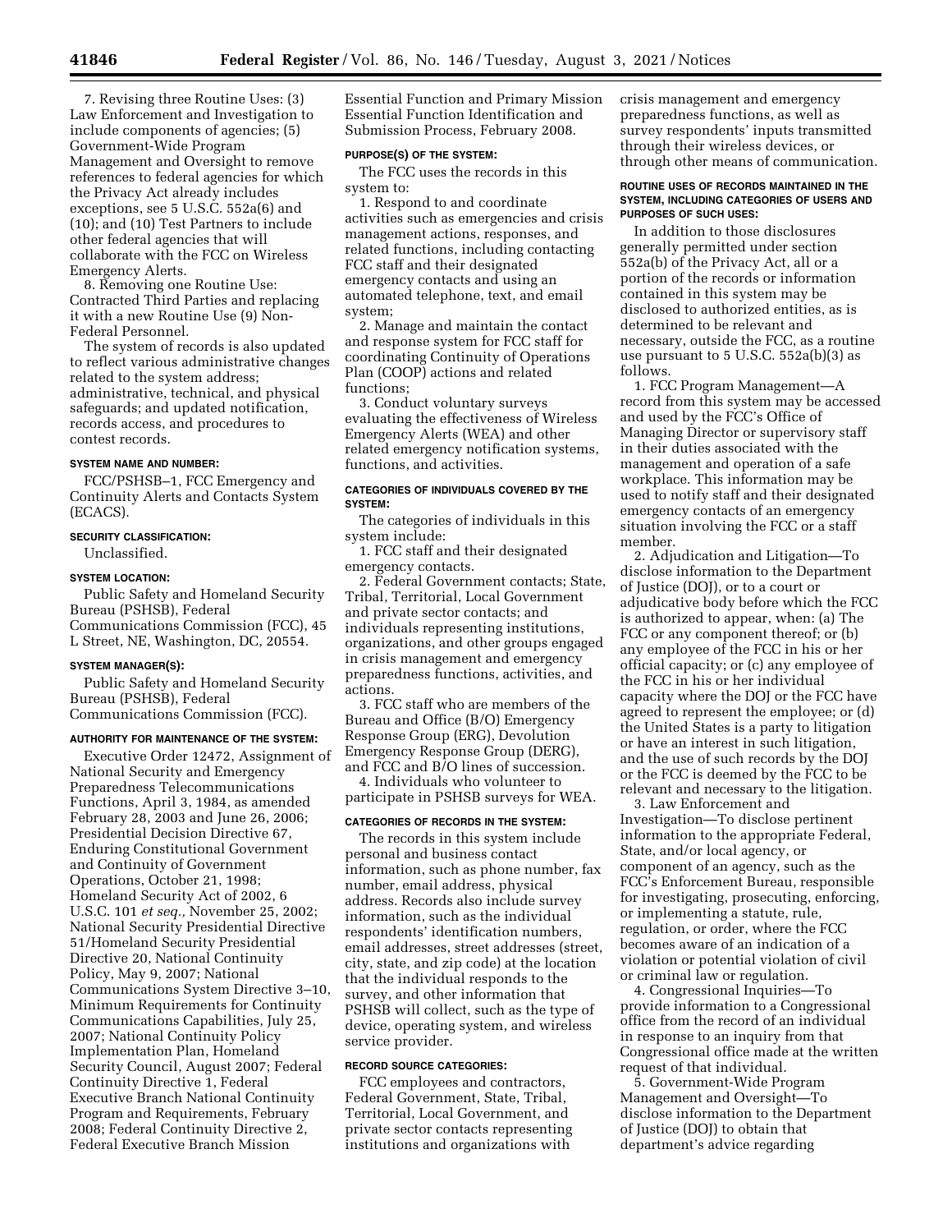7. Revising three Routine Uses: (3) Law Enforcement and Investigation to include components of agencies; (5) Government-Wide Program Management and Oversight to remove references to federal agencies for which the Privacy Act already includes exceptions, see 5 U.S.C. 552a(6) and (10); and (10) Test Partners to include other federal agencies that will collaborate with the FCC on Wireless Emergency Alerts.

8. Removing one Routine Use: Contracted Third Parties and replacing it with a new Routine Use (9) Non-Federal Personnel.

The system of records is also updated to reflect various administrative changes related to the system address; administrative, technical, and physical safeguards; and updated notification, records access, and procedures to contest records.

### SYSTEM NAME AND NUMBER:

FCC/PSHSB–1, FCC Emergency and Continuity Alerts and Contacts System (ECACS).

### SECURITY CLASSIFICATION:

Unclassified.

### SYSTEM LOCATION:

Public Safety and Homeland Security Bureau (PSHSB), Federal Communications Commission (FCC), 45 L Street, NE, Washington, DC, 20554.

### SYSTEM MANAGER(S):

Public Safety and Homeland Security Bureau (PSHSB), Federal Communications Commission (FCC).

### AUTHORITY FOR MAINTENANCE OF THE SYSTEM:

Executive Order 12472, Assignment of National Security and Emergency Preparedness Telecommunications Functions, April 3, 1984, as amended February 28, 2003 and June 26, 2006; Presidential Decision Directive 67, Enduring Constitutional Government and Continuity of Government Operations, October 21, 1998; Homeland Security Act of 2002, 6 U.S.C. 101 *et seq.,* November 25, 2002; National Security Presidential Directive 51/Homeland Security Presidential Directive 20, National Continuity Policy, May 9, 2007; National Communications System Directive 3–10, Minimum Requirements for Continuity Communications Capabilities, July 25, 2007; National Continuity Policy Implementation Plan, Homeland Security Council, August 2007; Federal Continuity Directive 1, Federal Executive Branch National Continuity Program and Requirements, February 2008; Federal Continuity Directive 2, Federal Executive Branch Mission Essential Function and Primary Mission Essential Function Identification and Submission Process, February 2008.

### PURPOSE(S) OF THE SYSTEM:

The FCC uses the records in this system to:

1. Respond to and coordinate activities such as emergencies and crisis management actions, responses, and related functions, including contacting FCC staff and their designated emergency contacts and using an automated telephone, text, and email system;

2. Manage and maintain the contact and response system for FCC staff for coordinating Continuity of Operations Plan (COOP) actions and related functions;

3. Conduct voluntary surveys evaluating the effectiveness of Wireless Emergency Alerts (WEA) and other related emergency notification systems, functions, and activities.

### CATEGORIES OF INDIVIDUALS COVERED BY THE SYSTEM:

The categories of individuals in this system include:

1. FCC staff and their designated emergency contacts.

2. Federal Government contacts; State, Tribal, Territorial, Local Government and private sector contacts; and individuals representing institutions, organizations, and other groups engaged in crisis management and emergency preparedness functions, activities, and actions.

3. FCC staff who are members of the Bureau and Office (B/O) Emergency Response Group (ERG), Devolution Emergency Response Group (DERG), and FCC and B/O lines of succession.

4. Individuals who volunteer to participate in PSHSB surveys for WEA.

### CATEGORIES OF RECORDS IN THE SYSTEM:

The records in this system include personal and business contact information, such as phone number, fax number, email address, physical address. Records also include survey information, such as the individual respondents' identification numbers, email addresses, street addresses (street, city, state, and zip code) at the location that the individual responds to the survey, and other information that PSHSB will collect, such as the type of device, operating system, and wireless service provider.

### RECORD SOURCE CATEGORIES:

FCC employees and contractors, Federal Government, State, Tribal, Territorial, Local Government, and private sector contacts representing institutions and organizations with crisis management and emergency preparedness functions, as well as survey respondents' inputs transmitted through their wireless devices, or through other means of communication.

### ROUTINE USES OF RECORDS MAINTAINED IN THE SYSTEM, INCLUDING CATEGORIES OF USERS AND PURPOSES OF SUCH USES:

In addition to those disclosures generally permitted under section 552a(b) of the Privacy Act, all or a portion of the records or information contained in this system may be disclosed to authorized entities, as is determined to be relevant and necessary, outside the FCC, as a routine use pursuant to 5 U.S.C. 552a(b)(3) as follows.

1. FCC Program Management—A record from this system may be accessed and used by the FCC's Office of Managing Director or supervisory staff in their duties associated with the management and operation of a safe workplace. This information may be used to notify staff and their designated emergency contacts of an emergency situation involving the FCC or a staff member.

2. Adjudication and Litigation—To disclose information to the Department of Justice (DOJ), or to a court or adjudicative body before which the FCC is authorized to appear, when: (a) The FCC or any component thereof; or (b) any employee of the FCC in his or her official capacity; or (c) any employee of the FCC in his or her individual capacity where the DOJ or the FCC have agreed to represent the employee; or (d) the United States is a party to litigation or have an interest in such litigation, and the use of such records by the DOJ or the FCC is deemed by the FCC to be relevant and necessary to the litigation.

3. Law Enforcement and Investigation—To disclose pertinent information to the appropriate Federal, State, and/or local agency, or component of an agency, such as the FCC's Enforcement Bureau, responsible for investigating, prosecuting, enforcing, or implementing a statute, rule, regulation, or order, where the FCC becomes aware of an indication of a violation or potential violation of civil or criminal law or regulation.

4. Congressional Inquiries—To provide information to a Congressional office from the record of an individual in response to an inquiry from that Congressional office made at the written request of that individual.

5. Government-Wide Program Management and Oversight—To disclose information to the Department of Justice (DOJ) to obtain that department's advice regarding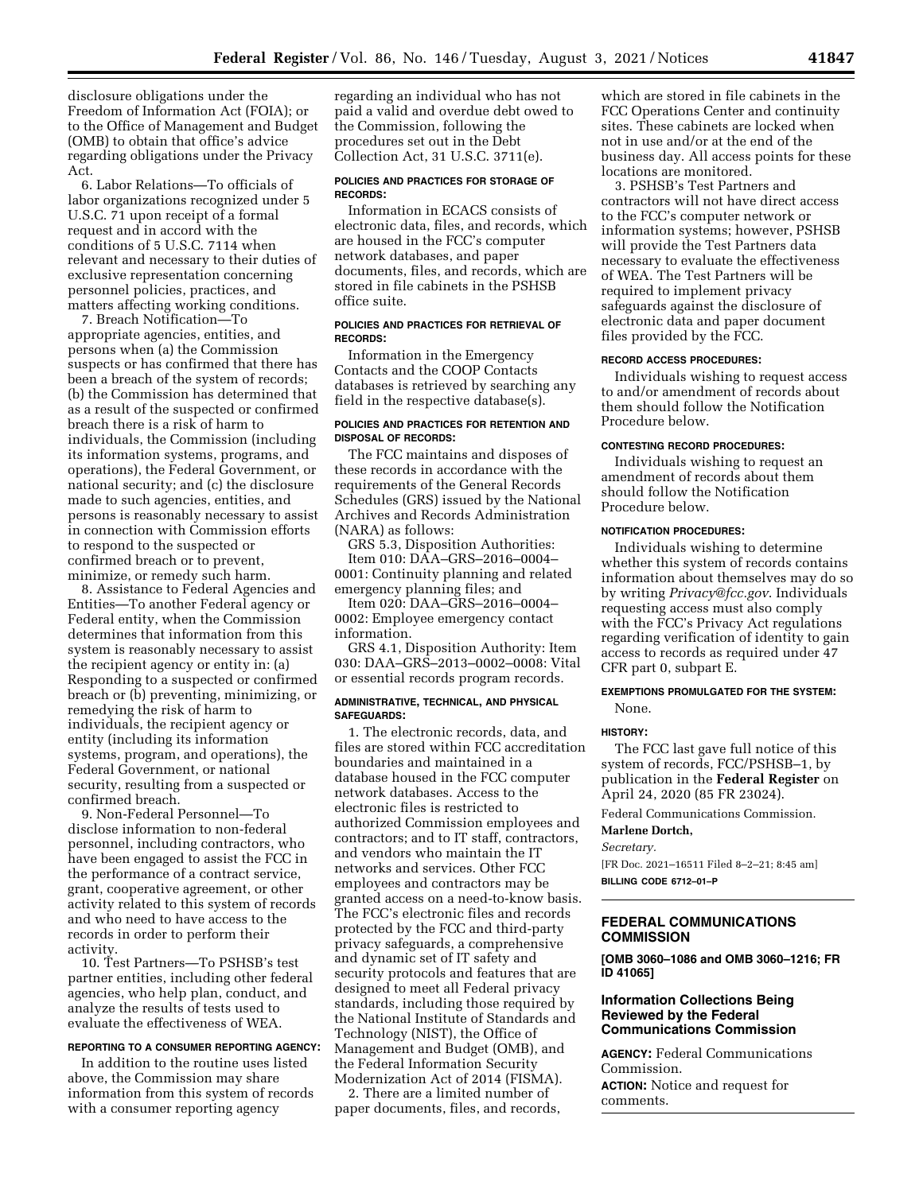disclosure obligations under the Freedom of Information Act (FOIA); or to the Office of Management and Budget (OMB) to obtain that office's advice regarding obligations under the Privacy Act.

6. Labor Relations—To officials of labor organizations recognized under 5 U.S.C. 71 upon receipt of a formal request and in accord with the conditions of 5 U.S.C. 7114 when relevant and necessary to their duties of exclusive representation concerning personnel policies, practices, and matters affecting working conditions.

7. Breach Notification—To appropriate agencies, entities, and persons when (a) the Commission suspects or has confirmed that there has been a breach of the system of records; (b) the Commission has determined that as a result of the suspected or confirmed breach there is a risk of harm to individuals, the Commission (including its information systems, programs, and operations), the Federal Government, or national security; and (c) the disclosure made to such agencies, entities, and persons is reasonably necessary to assist in connection with Commission efforts to respond to the suspected or confirmed breach or to prevent, minimize, or remedy such harm.

8. Assistance to Federal Agencies and Entities—To another Federal agency or Federal entity, when the Commission determines that information from this system is reasonably necessary to assist the recipient agency or entity in: (a) Responding to a suspected or confirmed breach or (b) preventing, minimizing, or remedying the risk of harm to individuals, the recipient agency or entity (including its information systems, program, and operations), the Federal Government, or national security, resulting from a suspected or confirmed breach.

9. Non-Federal Personnel—To disclose information to non-federal personnel, including contractors, who have been engaged to assist the FCC in the performance of a contract service, grant, cooperative agreement, or other activity related to this system of records and who need to have access to the records in order to perform their activity.

10. Test Partners—To PSHSB's test partner entities, including other federal agencies, who help plan, conduct, and analyze the results of tests used to evaluate the effectiveness of WEA.

#### REPORTING TO A CONSUMER REPORTING AGENCY:

In addition to the routine uses listed above, the Commission may share information from this system of records with a consumer reporting agency regarding an individual who has not paid a valid and overdue debt owed to the Commission, following the procedures set out in the Debt Collection Act, 31 U.S.C. 3711(e).

#### POLICIES AND PRACTICES FOR STORAGE OF RECORDS:

Information in ECACS consists of electronic data, files, and records, which are housed in the FCC's computer network databases, and paper documents, files, and records, which are stored in file cabinets in the PSHSB office suite.

#### POLICIES AND PRACTICES FOR RETRIEVAL OF RECORDS:

Information in the Emergency Contacts and the COOP Contacts databases is retrieved by searching any field in the respective database(s).

#### POLICIES AND PRACTICES FOR RETENTION AND DISPOSAL OF RECORDS:

The FCC maintains and disposes of these records in accordance with the requirements of the General Records Schedules (GRS) issued by the National Archives and Records Administration (NARA) as follows:

GRS 5.3, Disposition Authorities:
Item 010: DAA–GRS–2016–0004–0001: Continuity planning and related emergency planning files; and
Item 020: DAA–GRS–2016–0004–0002: Employee emergency contact information.

GRS 4.1, Disposition Authority: Item 030: DAA–GRS–2013–0002–0008: Vital or essential records program records.

#### ADMINISTRATIVE, TECHNICAL, AND PHYSICAL SAFEGUARDS:

1. The electronic records, data, and files are stored within FCC accreditation boundaries and maintained in a database housed in the FCC computer network databases. Access to the electronic files is restricted to authorized Commission employees and contractors; and to IT staff, contractors, and vendors who maintain the IT networks and services. Other FCC employees and contractors may be granted access on a need-to-know basis. The FCC's electronic files and records protected by the FCC and third-party privacy safeguards, a comprehensive and dynamic set of IT safety and security protocols and features that are designed to meet all Federal privacy standards, including those required by the National Institute of Standards and Technology (NIST), the Office of Management and Budget (OMB), and the Federal Information Security Modernization Act of 2014 (FISMA).

2. There are a limited number of paper documents, files, and records, which are stored in file cabinets in the FCC Operations Center and continuity sites. These cabinets are locked when not in use and/or at the end of the business day. All access points for these locations are monitored.

3. PSHSB's Test Partners and contractors will not have direct access to the FCC's computer network or information systems; however, PSHSB will provide the Test Partners data necessary to evaluate the effectiveness of WEA. The Test Partners will be required to implement privacy safeguards against the disclosure of electronic data and paper document files provided by the FCC.

#### RECORD ACCESS PROCEDURES:

Individuals wishing to request access to and/or amendment of records about them should follow the Notification Procedure below.

#### CONTESTING RECORD PROCEDURES:

Individuals wishing to request an amendment of records about them should follow the Notification Procedure below.

#### NOTIFICATION PROCEDURES:

Individuals wishing to determine whether this system of records contains information about themselves may do so by writing *Privacy@fcc.gov*. Individuals requesting access must also comply with the FCC's Privacy Act regulations regarding verification of identity to gain access to records as required under 47 CFR part 0, subpart E.

#### EXEMPTIONS PROMULGATED FOR THE SYSTEM:

None.

#### HISTORY:

The FCC last gave full notice of this system of records, FCC/PSHSB–1, by publication in the **Federal Register** on April 24, 2020 (85 FR 23024).

Federal Communications Commission.

**Marlene Dortch,**

*Secretary.*

[FR Doc. 2021–16511 Filed 8–2–21; 8:45 am]

**BILLING CODE 6712–01–P**

---

## FEDERAL COMMUNICATIONS COMMISSION

**[OMB 3060–1086 and OMB 3060–1216; FR ID 41065]**

## Information Collections Being Reviewed by the Federal Communications Commission

**AGENCY:** Federal Communications Commission.

**ACTION:** Notice and request for comments.